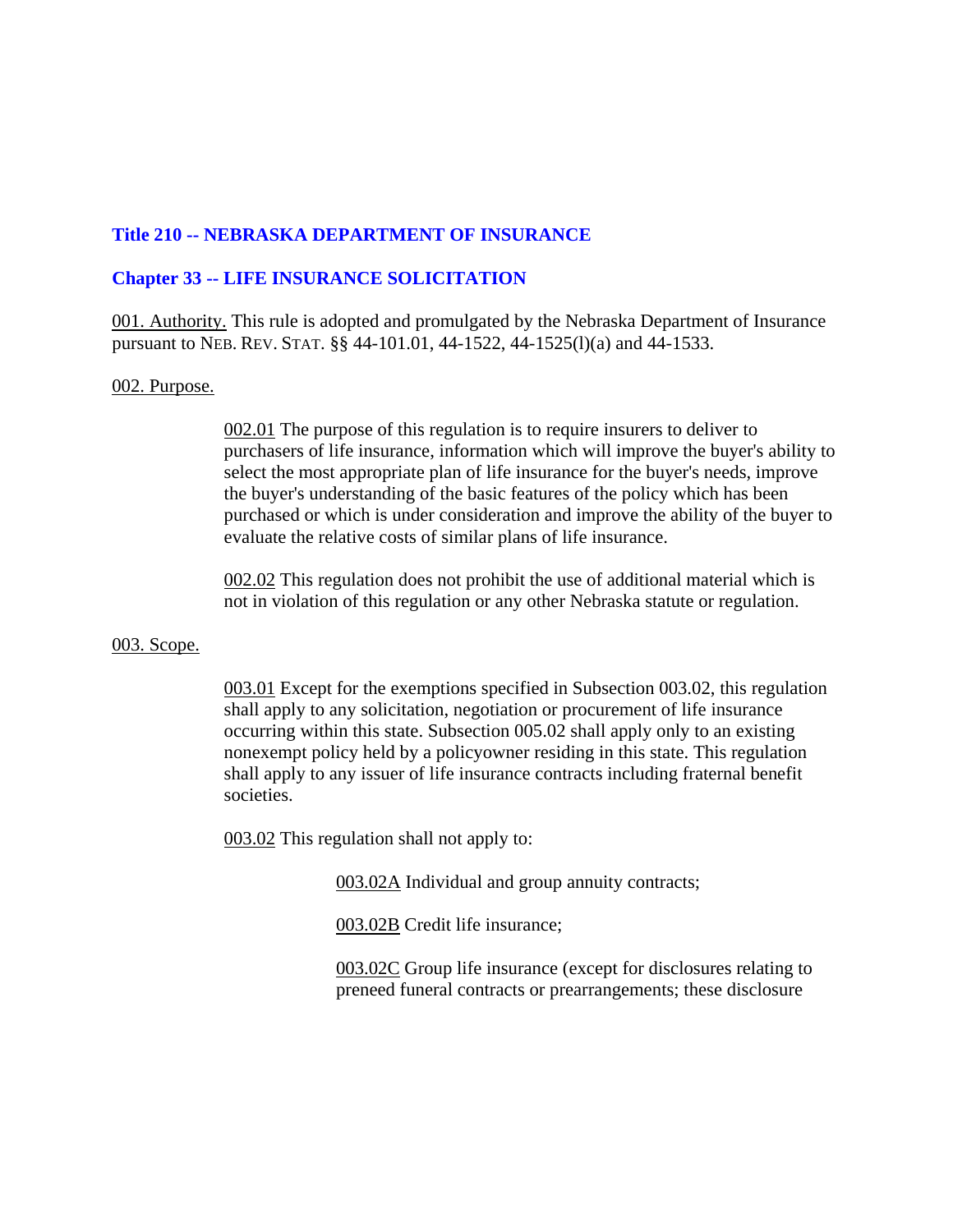## Title 210 -- NEBRASKA DEPARTMENT OF INSURANCE

## Chapter 33 -- LIFE INSURANCE SOLICITATION

001. Authority. This rule is adopted and promulgated by the Nebraska Department of Insurance pursuant to NEB. REV. STAT. §§ 44-101.01, 44-1522, 44-1525(l)(a) and 44-1533.

002. Purpose.

002.01 The purpose of this regulation is to require insurers to deliver to purchasers of life insurance, information which will improve the buyer's ability to select the most appropriate plan of life insurance for the buyer's needs, improve the buyer's understanding of the basic features of the policy which has been purchased or which is under consideration and improve the ability of the buyer to evaluate the relative costs of similar plans of life insurance.

002.02 This regulation does not prohibit the use of additional material which is not in violation of this regulation or any other Nebraska statute or regulation.

003. Scope.

003.01 Except for the exemptions specified in Subsection 003.02, this regulation shall apply to any solicitation, negotiation or procurement of life insurance occurring within this state. Subsection 005.02 shall apply only to an existing nonexempt policy held by a policyowner residing in this state. This regulation shall apply to any issuer of life insurance contracts including fraternal benefit societies.

003.02 This regulation shall not apply to:

003.02A Individual and group annuity contracts;

003.02B Credit life insurance;

003.02C Group life insurance (except for disclosures relating to preneed funeral contracts or prearrangements; these disclosure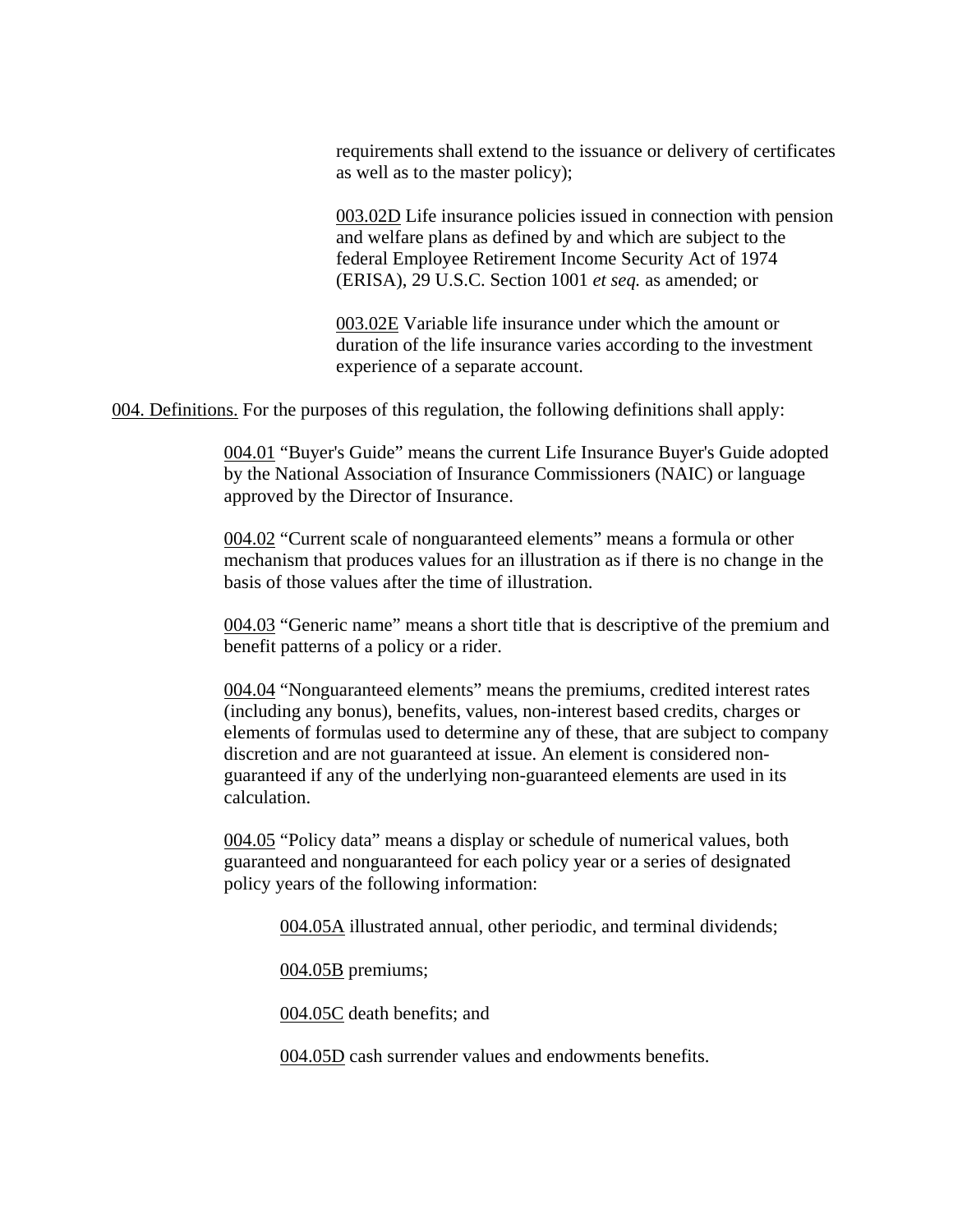requirements shall extend to the issuance or delivery of certificates as well as to the master policy);

003.02D Life insurance policies issued in connection with pension and welfare plans as defined by and which are subject to the federal Employee Retirement Income Security Act of 1974 (ERISA), 29 U.S.C. Section 1001 *et seq.* as amended; or

003.02E Variable life insurance under which the amount or duration of the life insurance varies according to the investment experience of a separate account.

004. Definitions. For the purposes of this regulation, the following definitions shall apply:

004.01 "Buyer's Guide" means the current Life Insurance Buyer's Guide adopted by the National Association of Insurance Commissioners (NAIC) or language approved by the Director of Insurance.

004.02 "Current scale of nonguaranteed elements" means a formula or other mechanism that produces values for an illustration as if there is no change in the basis of those values after the time of illustration.

004.03 "Generic name" means a short title that is descriptive of the premium and benefit patterns of a policy or a rider.

004.04 "Nonguaranteed elements" means the premiums, credited interest rates (including any bonus), benefits, values, non-interest based credits, charges or elements of formulas used to determine any of these, that are subject to company discretion and are not guaranteed at issue. An element is considered non-guaranteed if any of the underlying non-guaranteed elements are used in its calculation.

004.05 "Policy data" means a display or schedule of numerical values, both guaranteed and nonguaranteed for each policy year or a series of designated policy years of the following information:

004.05A illustrated annual, other periodic, and terminal dividends;

004.05B premiums;

004.05C death benefits; and

004.05D cash surrender values and endowments benefits.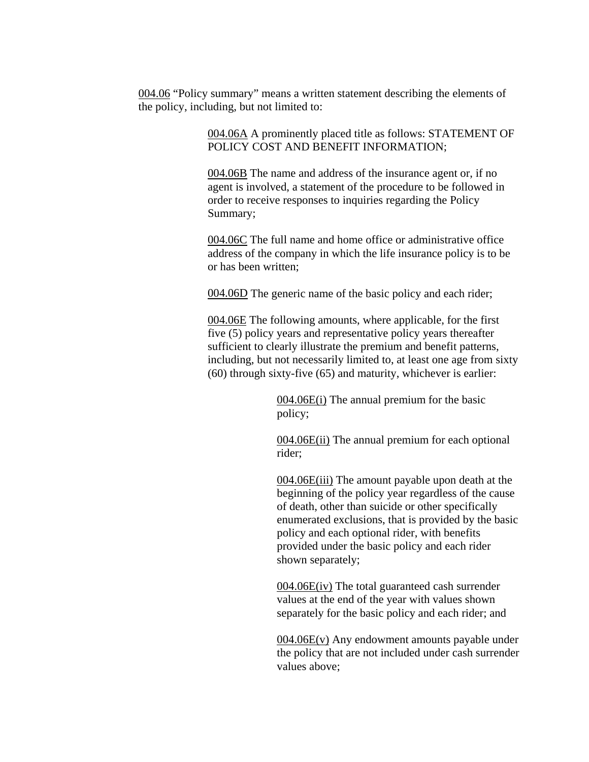<u>004.06</u> "Policy summary" means a written statement describing the elements of the policy, including, but not limited to:

> <u>004.06A</u> A prominently placed title as follows: STATEMENT OF POLICY COST AND BENEFIT INFORMATION;
>
> <u>004.06B</u> The name and address of the insurance agent or, if no agent is involved, a statement of the procedure to be followed in order to receive responses to inquiries regarding the Policy Summary;
>
> <u>004.06C</u> The full name and home office or administrative office address of the company in which the life insurance policy is to be or has been written;
>
> <u>004.06D</u> The generic name of the basic policy and each rider;
>
> <u>004.06E</u> The following amounts, where applicable, for the first five (5) policy years and representative policy years thereafter sufficient to clearly illustrate the premium and benefit patterns, including, but not necessarily limited to, at least one age from sixty (60) through sixty-five (65) and maturity, whichever is earlier:
>
> > <u>004.06E(i)</u> The annual premium for the basic policy;
> >
> > <u>004.06E(ii)</u> The annual premium for each optional rider;
> >
> > <u>004.06E(iii)</u> The amount payable upon death at the beginning of the policy year regardless of the cause of death, other than suicide or other specifically enumerated exclusions, that is provided by the basic policy and each optional rider, with benefits provided under the basic policy and each rider shown separately;
> >
> > <u>004.06E(iv)</u> The total guaranteed cash surrender values at the end of the year with values shown separately for the basic policy and each rider; and
> >
> > <u>004.06E(v)</u> Any endowment amounts payable under the policy that are not included under cash surrender values above;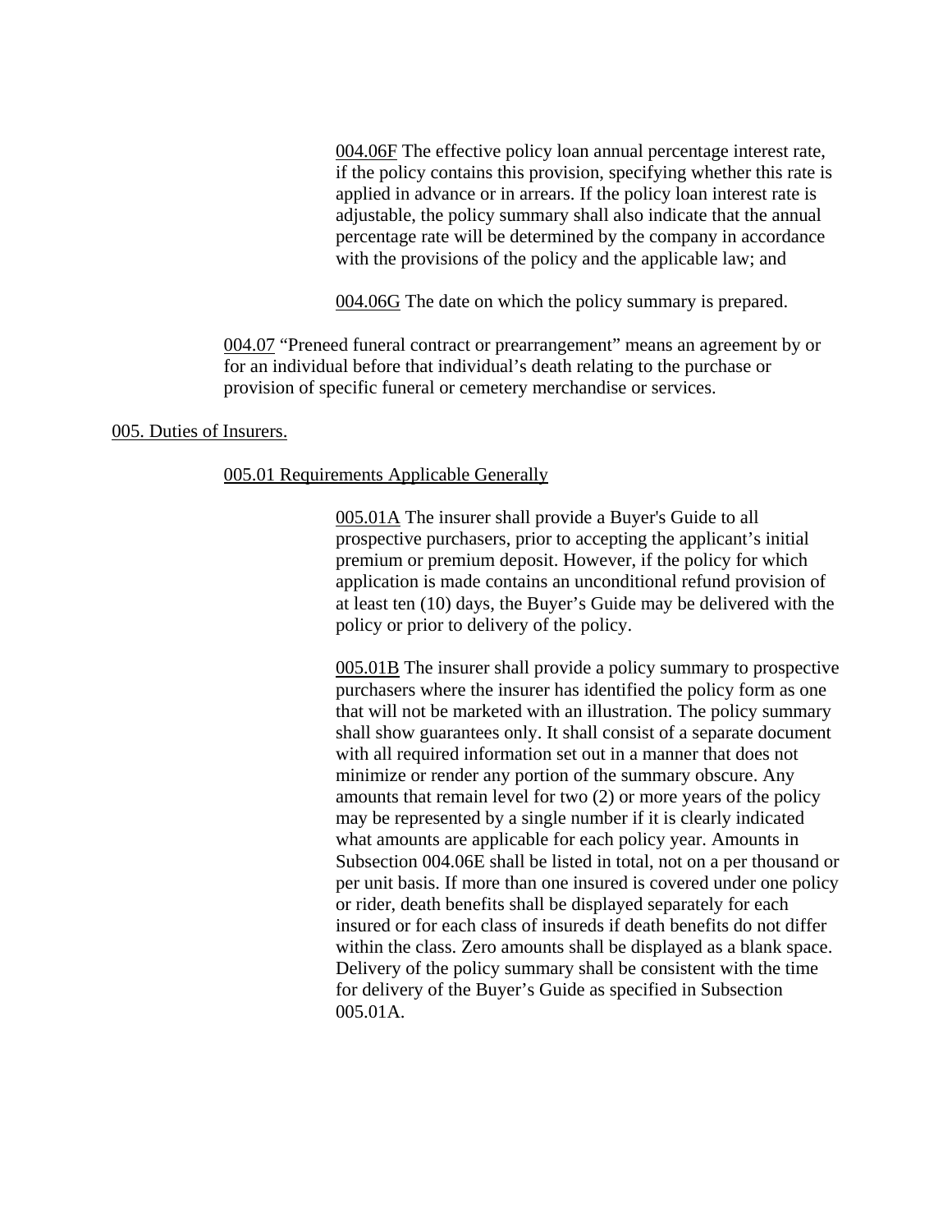004.06F The effective policy loan annual percentage interest rate, if the policy contains this provision, specifying whether this rate is applied in advance or in arrears. If the policy loan interest rate is adjustable, the policy summary shall also indicate that the annual percentage rate will be determined by the company in accordance with the provisions of the policy and the applicable law; and

004.06G The date on which the policy summary is prepared.

004.07 "Preneed funeral contract or prearrangement" means an agreement by or for an individual before that individual's death relating to the purchase or provision of specific funeral or cemetery merchandise or services.

## 005. Duties of Insurers.

### 005.01 Requirements Applicable Generally

005.01A The insurer shall provide a Buyer's Guide to all prospective purchasers, prior to accepting the applicant's initial premium or premium deposit. However, if the policy for which application is made contains an unconditional refund provision of at least ten (10) days, the Buyer's Guide may be delivered with the policy or prior to delivery of the policy.

005.01B The insurer shall provide a policy summary to prospective purchasers where the insurer has identified the policy form as one that will not be marketed with an illustration. The policy summary shall show guarantees only. It shall consist of a separate document with all required information set out in a manner that does not minimize or render any portion of the summary obscure. Any amounts that remain level for two (2) or more years of the policy may be represented by a single number if it is clearly indicated what amounts are applicable for each policy year. Amounts in Subsection 004.06E shall be listed in total, not on a per thousand or per unit basis. If more than one insured is covered under one policy or rider, death benefits shall be displayed separately for each insured or for each class of insureds if death benefits do not differ within the class. Zero amounts shall be displayed as a blank space. Delivery of the policy summary shall be consistent with the time for delivery of the Buyer's Guide as specified in Subsection 005.01A.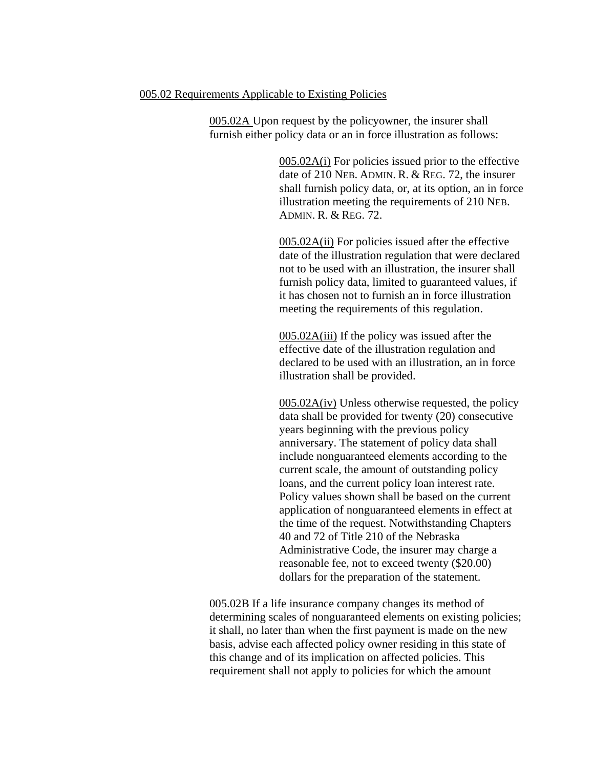005.02 Requirements Applicable to Existing Policies

005.02A Upon request by the policyowner, the insurer shall furnish either policy data or an in force illustration as follows:

005.02A(i) For policies issued prior to the effective date of 210 NEB. ADMIN. R. & REG. 72, the insurer shall furnish policy data, or, at its option, an in force illustration meeting the requirements of 210 NEB. ADMIN. R. & REG. 72.

005.02A(ii) For policies issued after the effective date of the illustration regulation that were declared not to be used with an illustration, the insurer shall furnish policy data, limited to guaranteed values, if it has chosen not to furnish an in force illustration meeting the requirements of this regulation.

005.02A(iii) If the policy was issued after the effective date of the illustration regulation and declared to be used with an illustration, an in force illustration shall be provided.

005.02A(iv) Unless otherwise requested, the policy data shall be provided for twenty (20) consecutive years beginning with the previous policy anniversary. The statement of policy data shall include nonguaranteed elements according to the current scale, the amount of outstanding policy loans, and the current policy loan interest rate. Policy values shown shall be based on the current application of nonguaranteed elements in effect at the time of the request. Notwithstanding Chapters 40 and 72 of Title 210 of the Nebraska Administrative Code, the insurer may charge a reasonable fee, not to exceed twenty ($20.00) dollars for the preparation of the statement.

005.02B If a life insurance company changes its method of determining scales of nonguaranteed elements on existing policies; it shall, no later than when the first payment is made on the new basis, advise each affected policy owner residing in this state of this change and of its implication on affected policies. This requirement shall not apply to policies for which the amount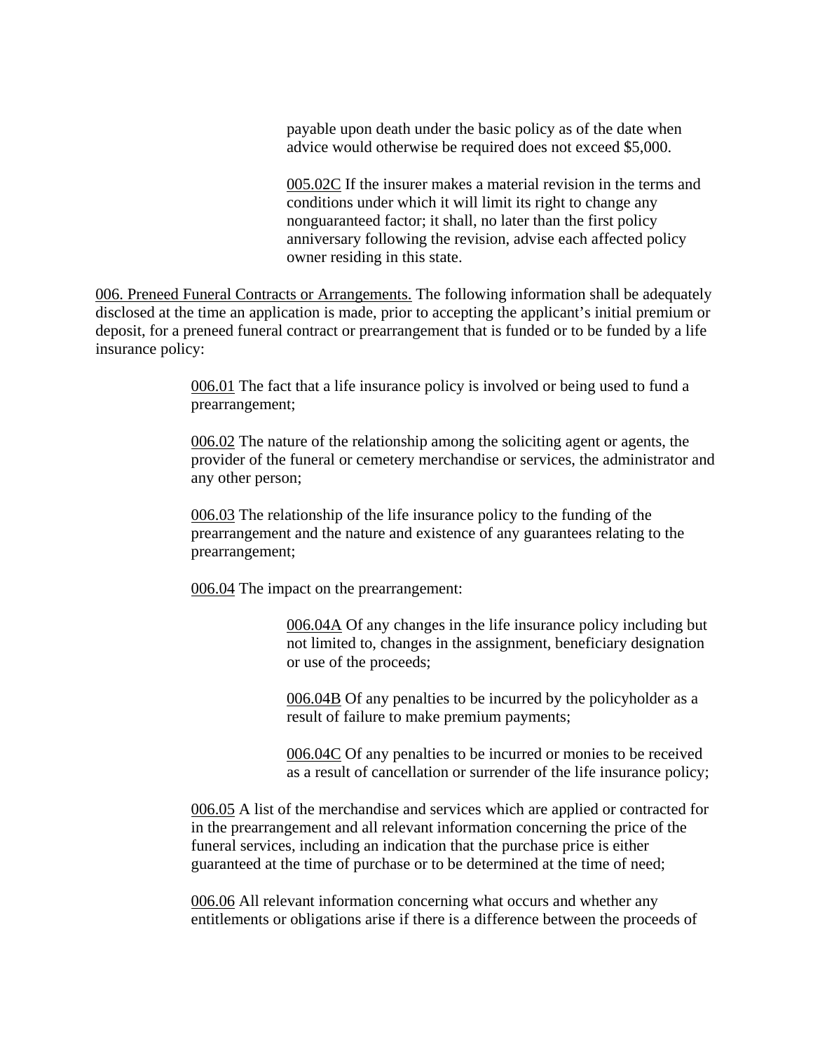payable upon death under the basic policy as of the date when advice would otherwise be required does not exceed $5,000.

005.02C If the insurer makes a material revision in the terms and conditions under which it will limit its right to change any nonguaranteed factor; it shall, no later than the first policy anniversary following the revision, advise each affected policy owner residing in this state.

006. Preneed Funeral Contracts or Arrangements. The following information shall be adequately disclosed at the time an application is made, prior to accepting the applicant's initial premium or deposit, for a preneed funeral contract or prearrangement that is funded or to be funded by a life insurance policy:

006.01 The fact that a life insurance policy is involved or being used to fund a prearrangement;

006.02 The nature of the relationship among the soliciting agent or agents, the provider of the funeral or cemetery merchandise or services, the administrator and any other person;

006.03 The relationship of the life insurance policy to the funding of the prearrangement and the nature and existence of any guarantees relating to the prearrangement;

006.04 The impact on the prearrangement:

006.04A Of any changes in the life insurance policy including but not limited to, changes in the assignment, beneficiary designation or use of the proceeds;

006.04B Of any penalties to be incurred by the policyholder as a result of failure to make premium payments;

006.04C Of any penalties to be incurred or monies to be received as a result of cancellation or surrender of the life insurance policy;

006.05 A list of the merchandise and services which are applied or contracted for in the prearrangement and all relevant information concerning the price of the funeral services, including an indication that the purchase price is either guaranteed at the time of purchase or to be determined at the time of need;

006.06 All relevant information concerning what occurs and whether any entitlements or obligations arise if there is a difference between the proceeds of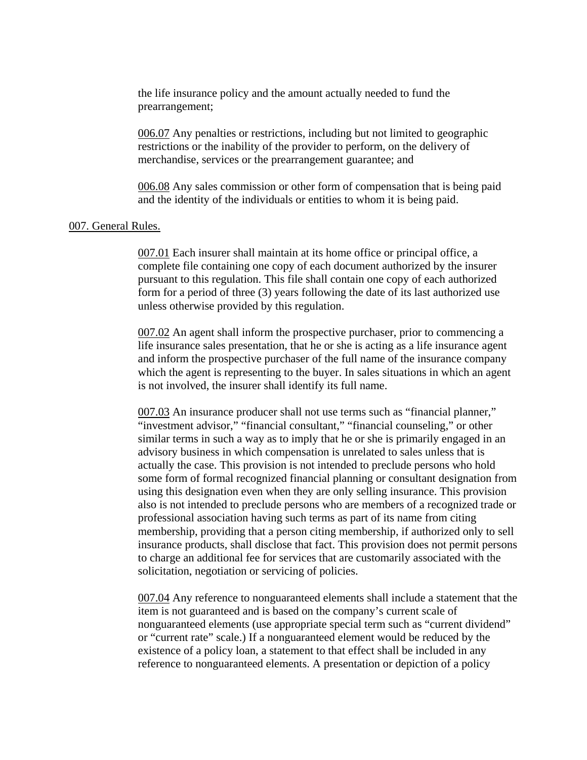the life insurance policy and the amount actually needed to fund the prearrangement;

006.07 Any penalties or restrictions, including but not limited to geographic restrictions or the inability of the provider to perform, on the delivery of merchandise, services or the prearrangement guarantee; and

006.08 Any sales commission or other form of compensation that is being paid and the identity of the individuals or entities to whom it is being paid.

## 007. General Rules.

007.01 Each insurer shall maintain at its home office or principal office, a complete file containing one copy of each document authorized by the insurer pursuant to this regulation. This file shall contain one copy of each authorized form for a period of three (3) years following the date of its last authorized use unless otherwise provided by this regulation.

007.02 An agent shall inform the prospective purchaser, prior to commencing a life insurance sales presentation, that he or she is acting as a life insurance agent and inform the prospective purchaser of the full name of the insurance company which the agent is representing to the buyer. In sales situations in which an agent is not involved, the insurer shall identify its full name.

007.03 An insurance producer shall not use terms such as "financial planner," "investment advisor," "financial consultant," "financial counseling," or other similar terms in such a way as to imply that he or she is primarily engaged in an advisory business in which compensation is unrelated to sales unless that is actually the case. This provision is not intended to preclude persons who hold some form of formal recognized financial planning or consultant designation from using this designation even when they are only selling insurance. This provision also is not intended to preclude persons who are members of a recognized trade or professional association having such terms as part of its name from citing membership, providing that a person citing membership, if authorized only to sell insurance products, shall disclose that fact. This provision does not permit persons to charge an additional fee for services that are customarily associated with the solicitation, negotiation or servicing of policies.

007.04 Any reference to nonguaranteed elements shall include a statement that the item is not guaranteed and is based on the company's current scale of nonguaranteed elements (use appropriate special term such as "current dividend" or "current rate" scale.) If a nonguaranteed element would be reduced by the existence of a policy loan, a statement to that effect shall be included in any reference to nonguaranteed elements. A presentation or depiction of a policy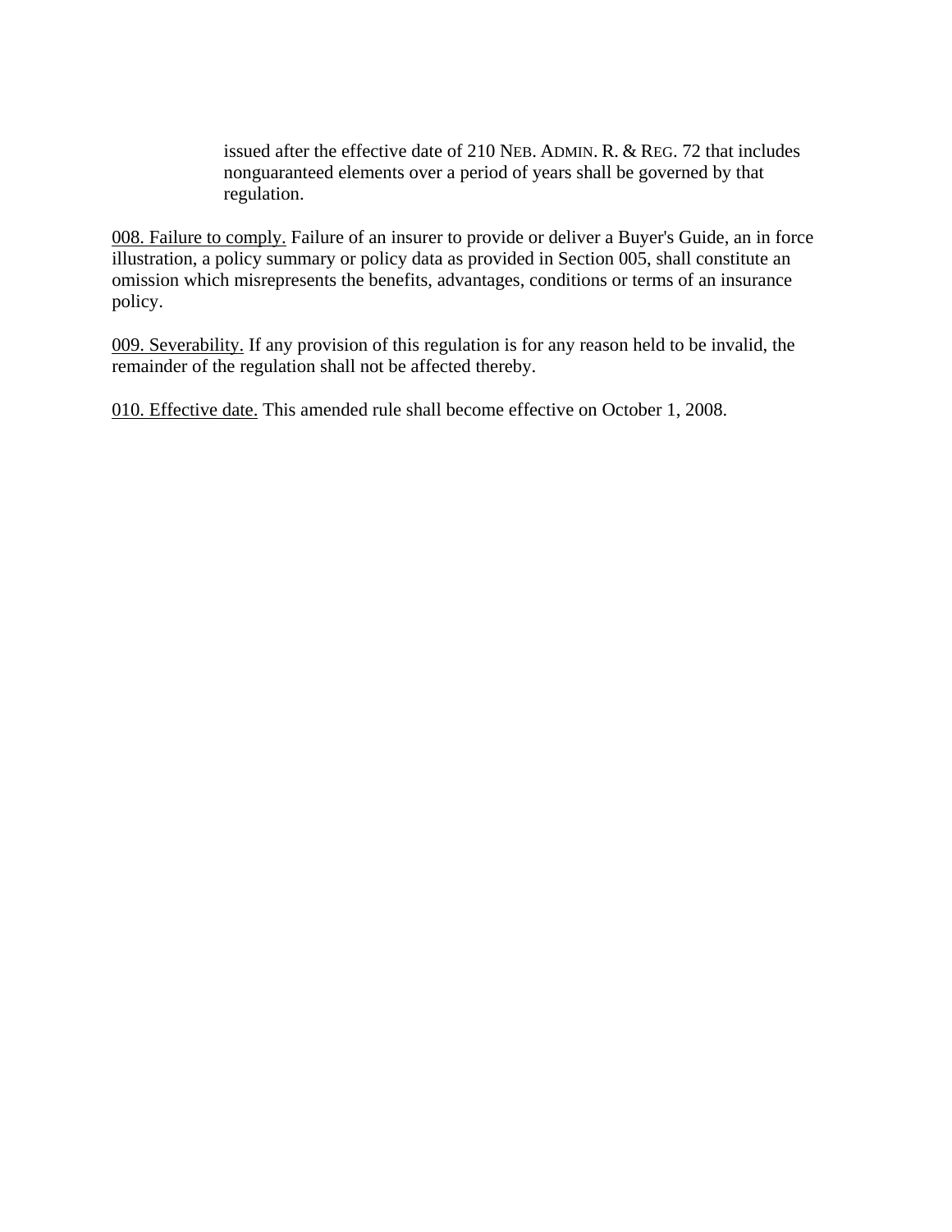issued after the effective date of 210 NEB. ADMIN. R. & REG. 72 that includes nonguaranteed elements over a period of years shall be governed by that regulation.

008. Failure to comply. Failure of an insurer to provide or deliver a Buyer's Guide, an in force illustration, a policy summary or policy data as provided in Section 005, shall constitute an omission which misrepresents the benefits, advantages, conditions or terms of an insurance policy.

009. Severability. If any provision of this regulation is for any reason held to be invalid, the remainder of the regulation shall not be affected thereby.

010. Effective date. This amended rule shall become effective on October 1, 2008.